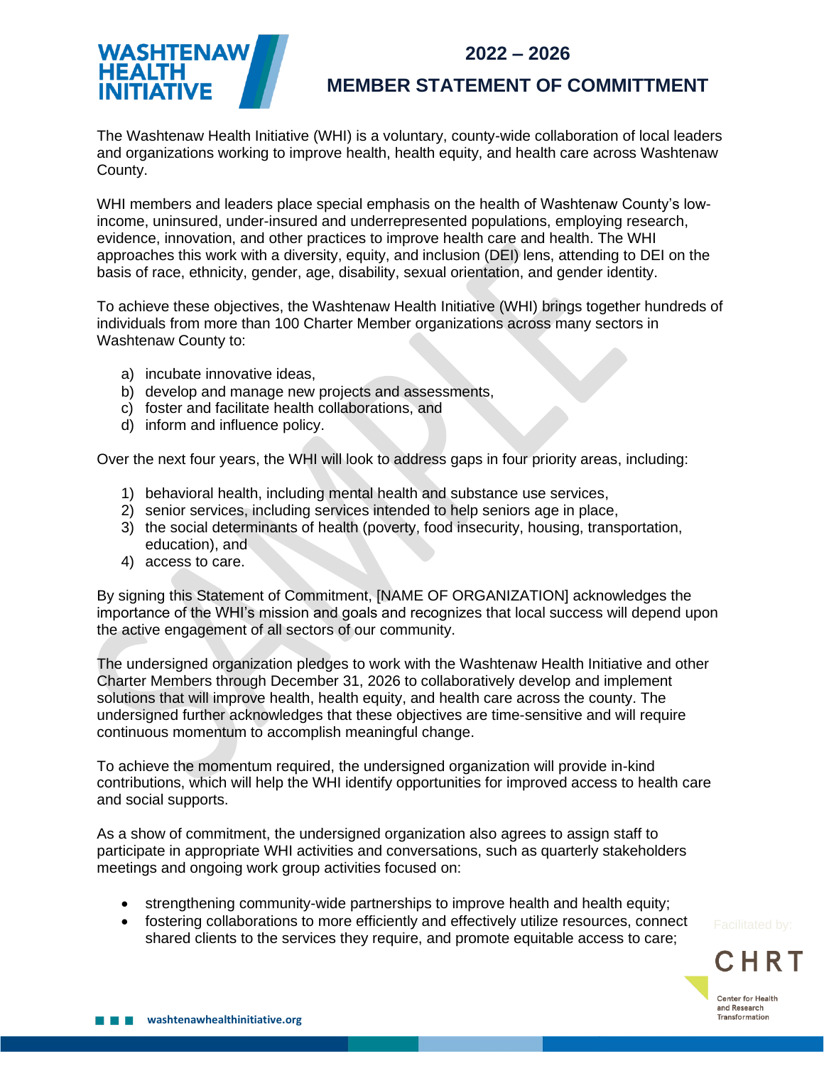# 2022 – 2026

## MEMBER STATEMENT OF COMMITTMENT

The Washtenaw Health Initiative (WHI) is a voluntary, county-wide collaboration of local leaders and organizations working to improve health, health equity, and health care across Washtenaw County.

WHI members and leaders place special emphasis on the health of Washtenaw County's low-income, uninsured, under-insured and underrepresented populations, employing research, evidence, innovation, and other practices to improve health care and health. The WHI approaches this work with a diversity, equity, and inclusion (DEI) lens, attending to DEI on the basis of race, ethnicity, gender, age, disability, sexual orientation, and gender identity.

To achieve these objectives, the Washtenaw Health Initiative (WHI) brings together hundreds of individuals from more than 100 Charter Member organizations across many sectors in Washtenaw County to:

a) incubate innovative ideas,
b) develop and manage new projects and assessments,
c) foster and facilitate health collaborations, and
d) inform and influence policy.

Over the next four years, the WHI will look to address gaps in four priority areas, including:

1) behavioral health, including mental health and substance use services,
2) senior services, including services intended to help seniors age in place,
3) the social determinants of health (poverty, food insecurity, housing, transportation, education), and
4) access to care.

By signing this Statement of Commitment, [NAME OF ORGANIZATION] acknowledges the importance of the WHI's mission and goals and recognizes that local success will depend upon the active engagement of all sectors of our community.

The undersigned organization pledges to work with the Washtenaw Health Initiative and other Charter Members through December 31, 2026 to collaboratively develop and implement solutions that will improve health, health equity, and health care across the county. The undersigned further acknowledges that these objectives are time-sensitive and will require continuous momentum to accomplish meaningful change.

To achieve the momentum required, the undersigned organization will provide in-kind contributions, which will help the WHI identify opportunities for improved access to health care and social supports.

As a show of commitment, the undersigned organization also agrees to assign staff to participate in appropriate WHI activities and conversations, such as quarterly stakeholders meetings and ongoing work group activities focused on:

- strengthening community-wide partnerships to improve health and health equity;
- fostering collaborations to more efficiently and effectively utilize resources, connect shared clients to the services they require, and promote equitable access to care;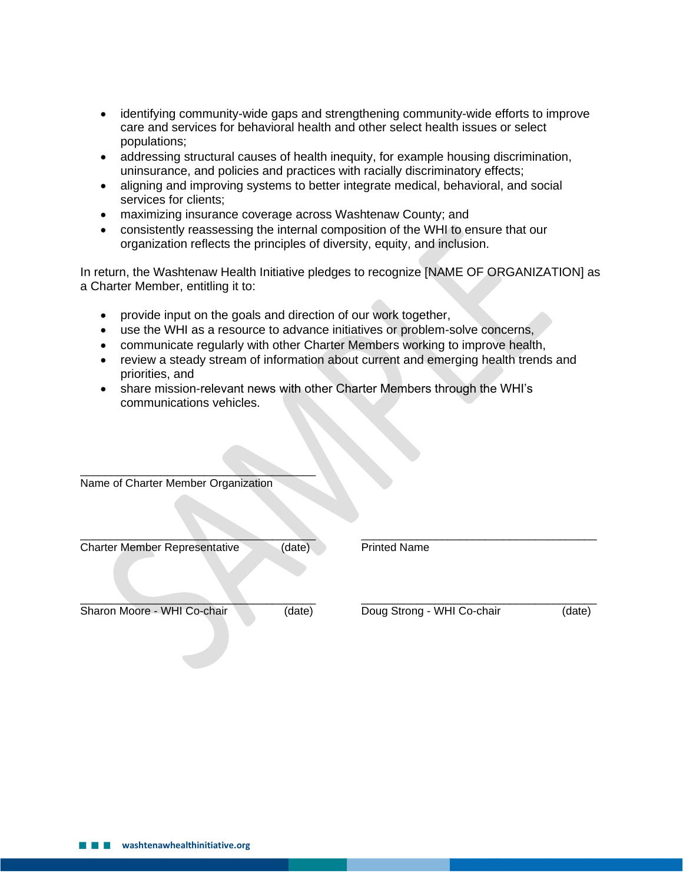- identifying community-wide gaps and strengthening community-wide efforts to improve care and services for behavioral health and other select health issues or select populations;
- addressing structural causes of health inequity, for example housing discrimination, uninsurance, and policies and practices with racially discriminatory effects;
- aligning and improving systems to better integrate medical, behavioral, and social services for clients;
- maximizing insurance coverage across Washtenaw County; and
- consistently reassessing the internal composition of the WHI to ensure that our organization reflects the principles of diversity, equity, and inclusion.

In return, the Washtenaw Health Initiative pledges to recognize [NAME OF ORGANIZATION] as a Charter Member, entitling it to:

- provide input on the goals and direction of our work together,
- use the WHI as a resource to advance initiatives or problem-solve concerns,
- communicate regularly with other Charter Members working to improve health,
- review a steady stream of information about current and emerging health trends and priorities, and
- share mission-relevant news with other Charter Members through the WHI's communications vehicles.

\_\_\_\_\_\_\_\_\_\_\_\_\_\_\_\_\_\_\_\_\_\_\_\_\_\_\_\_\_\_\_\_\_\_\_\_\_\_\_\_

Name of Charter Member Organization

\_\_\_\_\_\_\_\_\_\_\_\_\_\_\_\_\_\_\_\_\_\_\_\_\_\_\_\_\_\_\_\_\_\_\_\_\_\_\_\_

Charter Member Representative (date)

\_\_\_\_\_\_\_\_\_\_\_\_\_\_\_\_\_\_\_\_\_\_\_\_\_\_\_\_\_\_\_\_\_\_\_\_\_\_\_\_

Printed Name

\_\_\_\_\_\_\_\_\_\_\_\_\_\_\_\_\_\_\_\_\_\_\_\_\_\_\_\_\_\_\_\_\_\_\_\_\_\_\_\_

Sharon Moore - WHI Co-chair (date)

\_\_\_\_\_\_\_\_\_\_\_\_\_\_\_\_\_\_\_\_\_\_\_\_\_\_\_\_\_\_\_\_\_\_\_\_\_\_\_\_

Doug Strong - WHI Co-chair (date)